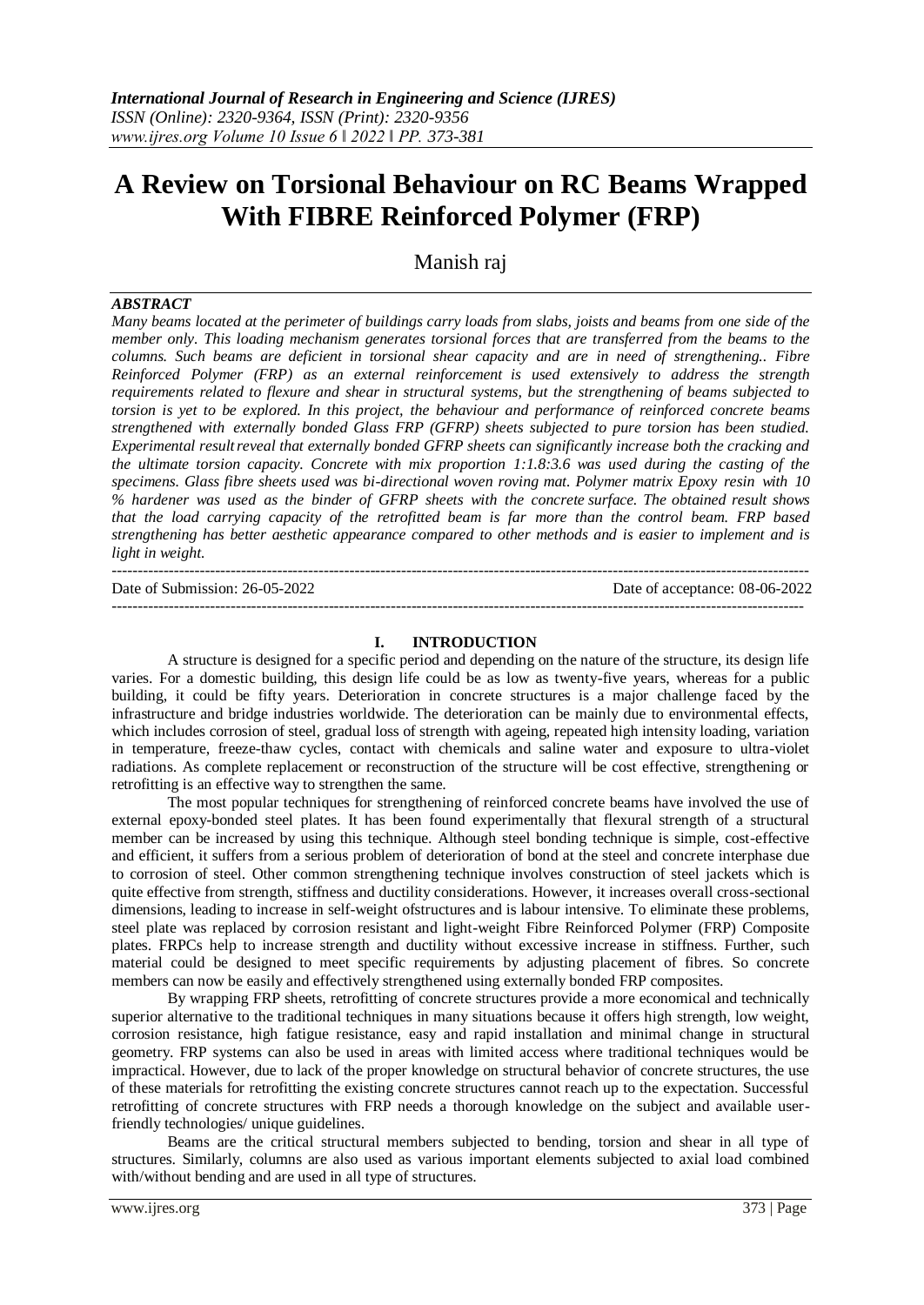# A Review on Torsional Behaviour on RC Beams Wrapped With FIBRE Reinforced Polymer (FRP)

Manish raj

***ABSTRACT***

*Many beams located at the perimeter of buildings carry loads from slabs, joists and beams from one side of the member only. This loading mechanism generates torsional forces that are transferred from the beams to the columns. Such beams are deficient in torsional shear capacity and are in need of strengthening.. Fibre Reinforced Polymer (FRP) as an external reinforcement is used extensively to address the strength requirements related to flexure and shear in structural systems, but the strengthening of beams subjected to torsion is yet to be explored. In this project, the behaviour and performance of reinforced concrete beams strengthened with externally bonded Glass FRP (GFRP) sheets subjected to pure torsion has been studied. Experimental result reveal that externally bonded GFRP sheets can significantly increase both the cracking and the ultimate torsion capacity. Concrete with mix proportion 1:1.8:3.6 was used during the casting of the specimens. Glass fibre sheets used was bi-directional woven roving mat. Polymer matrix Epoxy resin with 10 % hardener was used as the binder of GFRP sheets with the concrete surface. The obtained result shows that the load carrying capacity of the retrofitted beam is far more than the control beam. FRP based strengthening has better aesthetic appearance compared to other methods and is easier to implement and is light in weight.*

---

Date of Submission: 26-05-2022 Date of acceptance: 08-06-2022

---

## I. INTRODUCTION

A structure is designed for a specific period and depending on the nature of the structure, its design life varies. For a domestic building, this design life could be as low as twenty-five years, whereas for a public building, it could be fifty years. Deterioration in concrete structures is a major challenge faced by the infrastructure and bridge industries worldwide. The deterioration can be mainly due to environmental effects, which includes corrosion of steel, gradual loss of strength with ageing, repeated high intensity loading, variation in temperature, freeze-thaw cycles, contact with chemicals and saline water and exposure to ultra-violet radiations. As complete replacement or reconstruction of the structure will be cost effective, strengthening or retrofitting is an effective way to strengthen the same.

The most popular techniques for strengthening of reinforced concrete beams have involved the use of external epoxy-bonded steel plates. It has been found experimentally that flexural strength of a structural member can be increased by using this technique. Although steel bonding technique is simple, cost-effective and efficient, it suffers from a serious problem of deterioration of bond at the steel and concrete interphase due to corrosion of steel. Other common strengthening technique involves construction of steel jackets which is quite effective from strength, stiffness and ductility considerations. However, it increases overall cross-sectional dimensions, leading to increase in self-weight ofstructures and is labour intensive. To eliminate these problems, steel plate was replaced by corrosion resistant and light-weight Fibre Reinforced Polymer (FRP) Composite plates. FRPCs help to increase strength and ductility without excessive increase in stiffness. Further, such material could be designed to meet specific requirements by adjusting placement of fibres. So concrete members can now be easily and effectively strengthened using externally bonded FRP composites.

By wrapping FRP sheets, retrofitting of concrete structures provide a more economical and technically superior alternative to the traditional techniques in many situations because it offers high strength, low weight, corrosion resistance, high fatigue resistance, easy and rapid installation and minimal change in structural geometry. FRP systems can also be used in areas with limited access where traditional techniques would be impractical. However, due to lack of the proper knowledge on structural behavior of concrete structures, the use of these materials for retrofitting the existing concrete structures cannot reach up to the expectation. Successful retrofitting of concrete structures with FRP needs a thorough knowledge on the subject and available user-friendly technologies/ unique guidelines.

Beams are the critical structural members subjected to bending, torsion and shear in all type of structures. Similarly, columns are also used as various important elements subjected to axial load combined with/without bending and are used in all type of structures.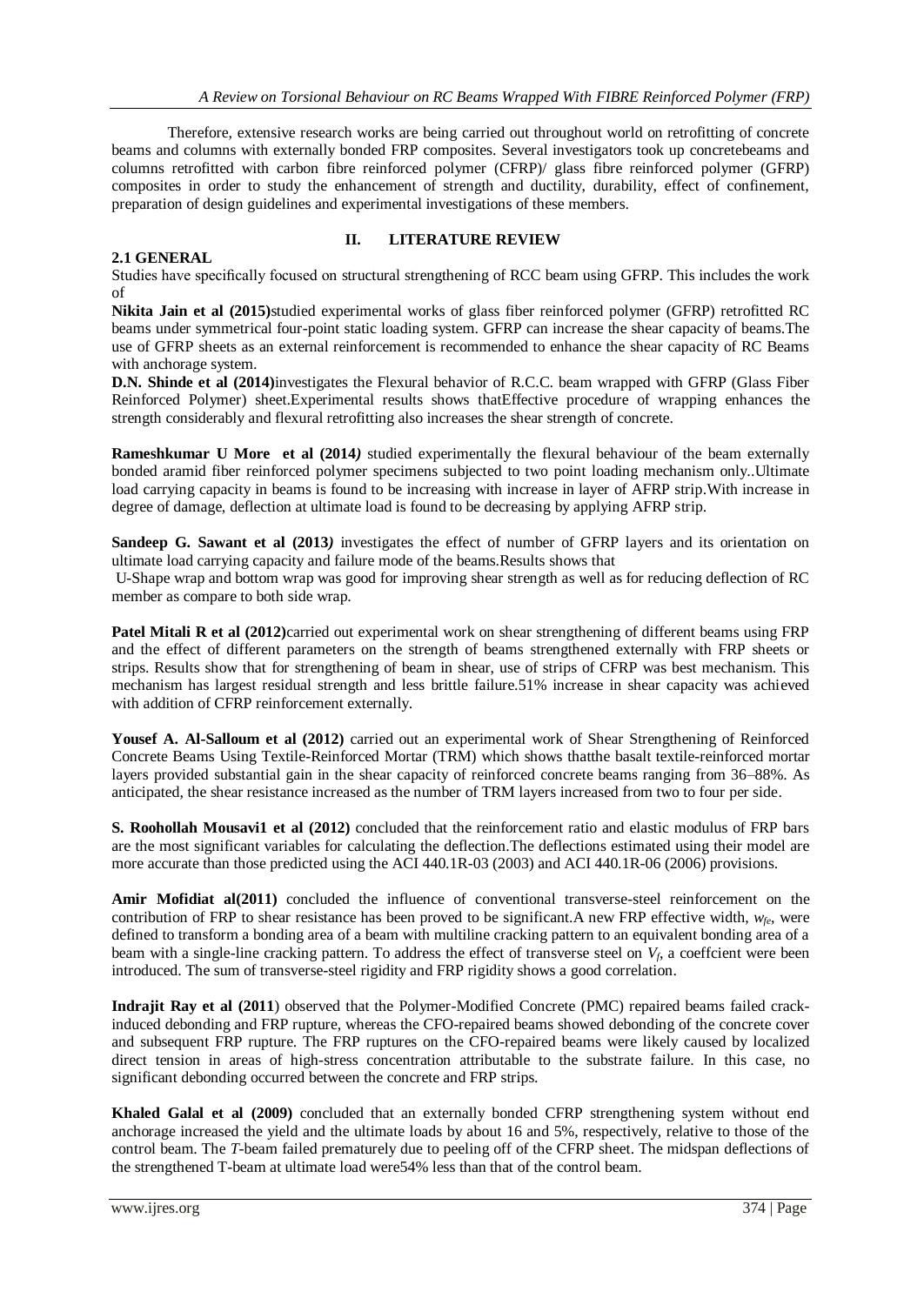Therefore, extensive research works are being carried out throughout world on retrofitting of concrete beams and columns with externally bonded FRP composites. Several investigators took up concretebeams and columns retrofitted with carbon fibre reinforced polymer (CFRP)/ glass fibre reinforced polymer (GFRP) composites in order to study the enhancement of strength and ductility, durability, effect of confinement, preparation of design guidelines and experimental investigations of these members.

## II. LITERATURE REVIEW

### 2.1 GENERAL

Studies have specifically focused on structural strengthening of RCC beam using GFRP. This includes the work of

**Nikita Jain et al (2015)**studied experimental works of glass fiber reinforced polymer (GFRP) retrofitted RC beams under symmetrical four-point static loading system. GFRP can increase the shear capacity of beams.The use of GFRP sheets as an external reinforcement is recommended to enhance the shear capacity of RC Beams with anchorage system.

**D.N. Shinde et al (2014)**investigates the Flexural behavior of R.C.C. beam wrapped with GFRP (Glass Fiber Reinforced Polymer) sheet.Experimental results shows thatEffective procedure of wrapping enhances the strength considerably and flexural retrofitting also increases the shear strength of concrete.

**Rameshkumar U More et al (2014*)*** studied experimentally the flexural behaviour of the beam externally bonded aramid fiber reinforced polymer specimens subjected to two point loading mechanism only..Ultimate load carrying capacity in beams is found to be increasing with increase in layer of AFRP strip.With increase in degree of damage, deflection at ultimate load is found to be decreasing by applying AFRP strip.

**Sandeep G. Sawant et al (2013*)*** investigates the effect of number of GFRP layers and its orientation on ultimate load carrying capacity and failure mode of the beams.Results shows that

U-Shape wrap and bottom wrap was good for improving shear strength as well as for reducing deflection of RC member as compare to both side wrap.

**Patel Mitali R et al (2012)**carried out experimental work on shear strengthening of different beams using FRP and the effect of different parameters on the strength of beams strengthened externally with FRP sheets or strips. Results show that for strengthening of beam in shear, use of strips of CFRP was best mechanism. This mechanism has largest residual strength and less brittle failure.51% increase in shear capacity was achieved with addition of CFRP reinforcement externally.

**Yousef A. Al-Salloum et al (2012)** carried out an experimental work of Shear Strengthening of Reinforced Concrete Beams Using Textile-Reinforced Mortar (TRM) which shows thatthe basalt textile-reinforced mortar layers provided substantial gain in the shear capacity of reinforced concrete beams ranging from 36–88%. As anticipated, the shear resistance increased as the number of TRM layers increased from two to four per side.

**S. Roohollah Mousavi1 et al (2012)** concluded that the reinforcement ratio and elastic modulus of FRP bars are the most significant variables for calculating the deflection.The deflections estimated using their model are more accurate than those predicted using the ACI 440.1R-03 (2003) and ACI 440.1R-06 (2006) provisions.

**Amir Mofidiat al(2011)** concluded the influence of conventional transverse-steel reinforcement on the contribution of FRP to shear resistance has been proved to be significant.A new FRP effective width, $w_{fe}$, were defined to transform a bonding area of a beam with multiline cracking pattern to an equivalent bonding area of a beam with a single-line cracking pattern. To address the effect of transverse steel on $V_f$, a coeffcient were been introduced. The sum of transverse-steel rigidity and FRP rigidity shows a good correlation.

**Indrajit Ray et al (2011**) observed that the Polymer-Modified Concrete (PMC) repaired beams failed crack-induced debonding and FRP rupture, whereas the CFO-repaired beams showed debonding of the concrete cover and subsequent FRP rupture. The FRP ruptures on the CFO-repaired beams were likely caused by localized direct tension in areas of high-stress concentration attributable to the substrate failure. In this case, no significant debonding occurred between the concrete and FRP strips.

**Khaled Galal et al (2009)** concluded that an externally bonded CFRP strengthening system without end anchorage increased the yield and the ultimate loads by about 16 and 5%, respectively, relative to those of the control beam. The *T*-beam failed prematurely due to peeling off of the CFRP sheet. The midspan deflections of the strengthened T-beam at ultimate load were54% less than that of the control beam.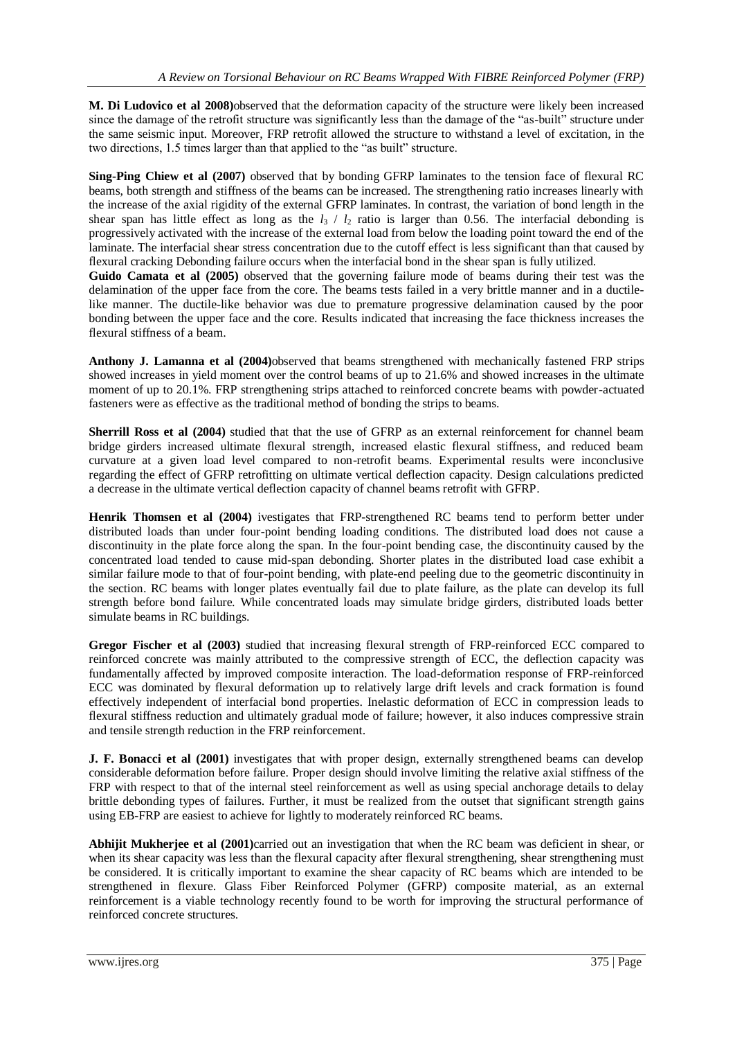**M. Di Ludovico et al 2008)**observed that the deformation capacity of the structure were likely been increased since the damage of the retrofit structure was significantly less than the damage of the "as-built" structure under the same seismic input. Moreover, FRP retrofit allowed the structure to withstand a level of excitation, in the two directions, 1.5 times larger than that applied to the "as built" structure.

**Sing-Ping Chiew et al (2007)** observed that by bonding GFRP laminates to the tension face of flexural RC beams, both strength and stiffness of the beams can be increased. The strengthening ratio increases linearly with the increase of the axial rigidity of the external GFRP laminates. In contrast, the variation of bond length in the shear span has little effect as long as the $l_3$ / $l_2$ ratio is larger than 0.56. The interfacial debonding is progressively activated with the increase of the external load from below the loading point toward the end of the laminate. The interfacial shear stress concentration due to the cutoff effect is less significant than that caused by flexural cracking Debonding failure occurs when the interfacial bond in the shear span is fully utilized.

**Guido Camata et al (2005)** observed that the governing failure mode of beams during their test was the delamination of the upper face from the core. The beams tests failed in a very brittle manner and in a ductile-like manner. The ductile-like behavior was due to premature progressive delamination caused by the poor bonding between the upper face and the core. Results indicated that increasing the face thickness increases the flexural stiffness of a beam.

**Anthony J. Lamanna et al (2004)**observed that beams strengthened with mechanically fastened FRP strips showed increases in yield moment over the control beams of up to 21.6% and showed increases in the ultimate moment of up to 20.1%. FRP strengthening strips attached to reinforced concrete beams with powder-actuated fasteners were as effective as the traditional method of bonding the strips to beams.

**Sherrill Ross et al (2004)** studied that that the use of GFRP as an external reinforcement for channel beam bridge girders increased ultimate flexural strength, increased elastic flexural stiffness, and reduced beam curvature at a given load level compared to non-retrofit beams. Experimental results were inconclusive regarding the effect of GFRP retrofitting on ultimate vertical deflection capacity. Design calculations predicted a decrease in the ultimate vertical deflection capacity of channel beams retrofit with GFRP.

**Henrik Thomsen et al (2004)** ivestigates that FRP-strengthened RC beams tend to perform better under distributed loads than under four-point bending loading conditions. The distributed load does not cause a discontinuity in the plate force along the span. In the four-point bending case, the discontinuity caused by the concentrated load tended to cause mid-span debonding. Shorter plates in the distributed load case exhibit a similar failure mode to that of four-point bending, with plate-end peeling due to the geometric discontinuity in the section. RC beams with longer plates eventually fail due to plate failure, as the plate can develop its full strength before bond failure. While concentrated loads may simulate bridge girders, distributed loads better simulate beams in RC buildings.

**Gregor Fischer et al (2003)** studied that increasing flexural strength of FRP-reinforced ECC compared to reinforced concrete was mainly attributed to the compressive strength of ECC, the deflection capacity was fundamentally affected by improved composite interaction. The load-deformation response of FRP-reinforced ECC was dominated by flexural deformation up to relatively large drift levels and crack formation is found effectively independent of interfacial bond properties. Inelastic deformation of ECC in compression leads to flexural stiffness reduction and ultimately gradual mode of failure; however, it also induces compressive strain and tensile strength reduction in the FRP reinforcement.

**J. F. Bonacci et al (2001)** investigates that with proper design, externally strengthened beams can develop considerable deformation before failure. Proper design should involve limiting the relative axial stiffness of the FRP with respect to that of the internal steel reinforcement as well as using special anchorage details to delay brittle debonding types of failures. Further, it must be realized from the outset that significant strength gains using EB-FRP are easiest to achieve for lightly to moderately reinforced RC beams.

**Abhijit Mukherjee et al (2001)**carried out an investigation that when the RC beam was deficient in shear, or when its shear capacity was less than the flexural capacity after flexural strengthening, shear strengthening must be considered. It is critically important to examine the shear capacity of RC beams which are intended to be strengthened in flexure. Glass Fiber Reinforced Polymer (GFRP) composite material, as an external reinforcement is a viable technology recently found to be worth for improving the structural performance of reinforced concrete structures.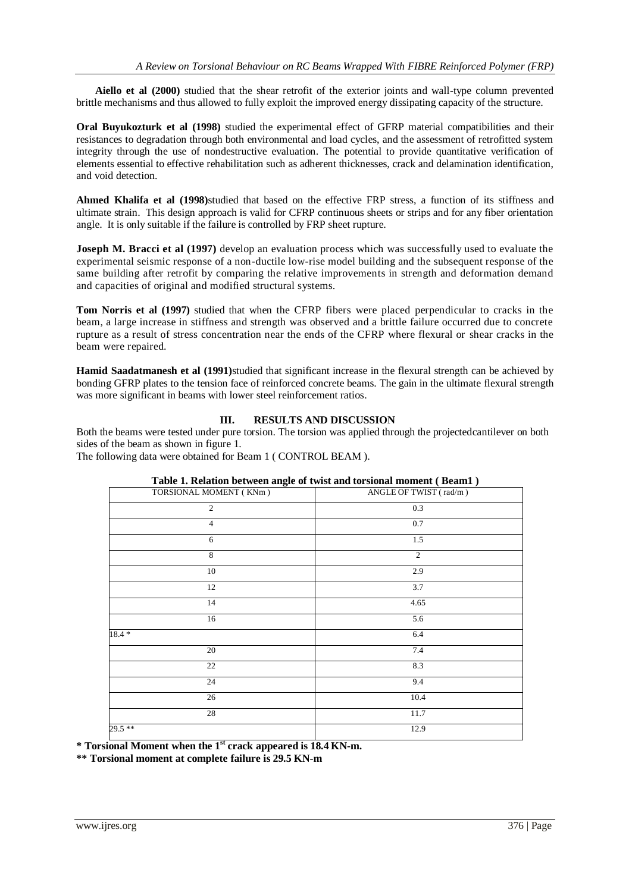**Aiello et al (2000)** studied that the shear retrofit of the exterior joints and wall-type column prevented brittle mechanisms and thus allowed to fully exploit the improved energy dissipating capacity of the structure.

**Oral Buyukozturk et al (1998)** studied the experimental effect of GFRP material compatibilities and their resistances to degradation through both environmental and load cycles, and the assessment of retrofitted system integrity through the use of nondestructive evaluation. The potential to provide quantitative verification of elements essential to effective rehabilitation such as adherent thicknesses, crack and delamination identification, and void detection.

**Ahmed Khalifa et al (1998)**studied that based on the effective FRP stress, a function of its stiffness and ultimate strain. This design approach is valid for CFRP continuous sheets or strips and for any fiber orientation angle. It is only suitable if the failure is controlled by FRP sheet rupture.

**Joseph M. Bracci et al (1997)** develop an evaluation process which was successfully used to evaluate the experimental seismic response of a non-ductile low-rise model building and the subsequent response of the same building after retrofit by comparing the relative improvements in strength and deformation demand and capacities of original and modified structural systems.

**Tom Norris et al (1997)** studied that when the CFRP fibers were placed perpendicular to cracks in the beam, a large increase in stiffness and strength was observed and a brittle failure occurred due to concrete rupture as a result of stress concentration near the ends of the CFRP where flexural or shear cracks in the beam were repaired.

**Hamid Saadatmanesh et al (1991)**studied that significant increase in the flexural strength can be achieved by bonding GFRP plates to the tension face of reinforced concrete beams. The gain in the ultimate flexural strength was more significant in beams with lower steel reinforcement ratios.

## III. RESULTS AND DISCUSSION

Both the beams were tested under pure torsion. The torsion was applied through the projectedcantilever on both sides of the beam as shown in figure 1.

The following data were obtained for Beam 1 ( CONTROL BEAM ).

**Table 1. Relation between angle of twist and torsional moment ( Beam1 )**

| TORSIONAL MOMENT ( KNm ) | ANGLE OF TWIST ( rad/m ) |
|---|---|
| 2 | 0.3 |
| 4 | 0.7 |
| 6 | 1.5 |
| 8 | 2 |
| 10 | 2.9 |
| 12 | 3.7 |
| 14 | 4.65 |
| 16 | 5.6 |
| 18.4 * | 6.4 |
| 20 | 7.4 |
| 22 | 8.3 |
| 24 | 9.4 |
| 26 | 10.4 |
| 28 | 11.7 |
| 29.5 ** | 12.9 |

**\* Torsional Moment when the 1st crack appeared is 18.4 KN-m.**

**\*\* Torsional moment at complete failure is 29.5 KN-m**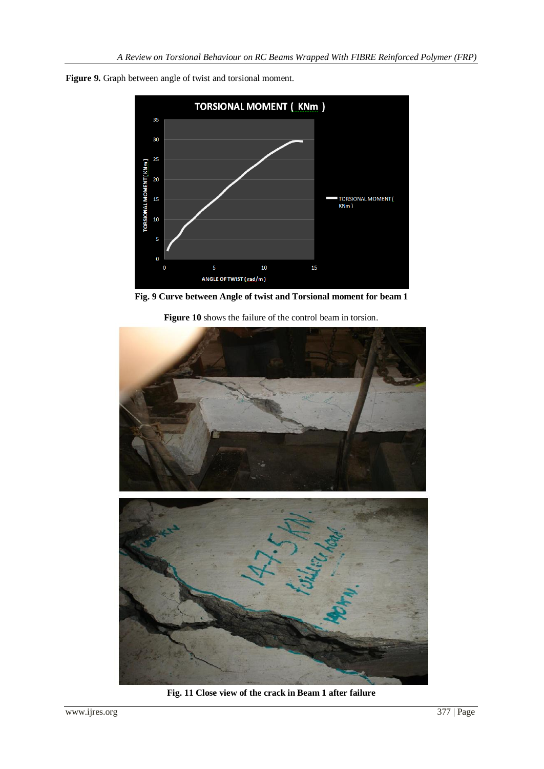**Figure 9.** Graph between angle of twist and torsional moment.

**Fig. 9 Curve between Angle of twist and Torsional moment for beam 1**

**Figure 10** shows the failure of the control beam in torsion.

**Fig. 11 Close view of the crack in Beam 1 after failure**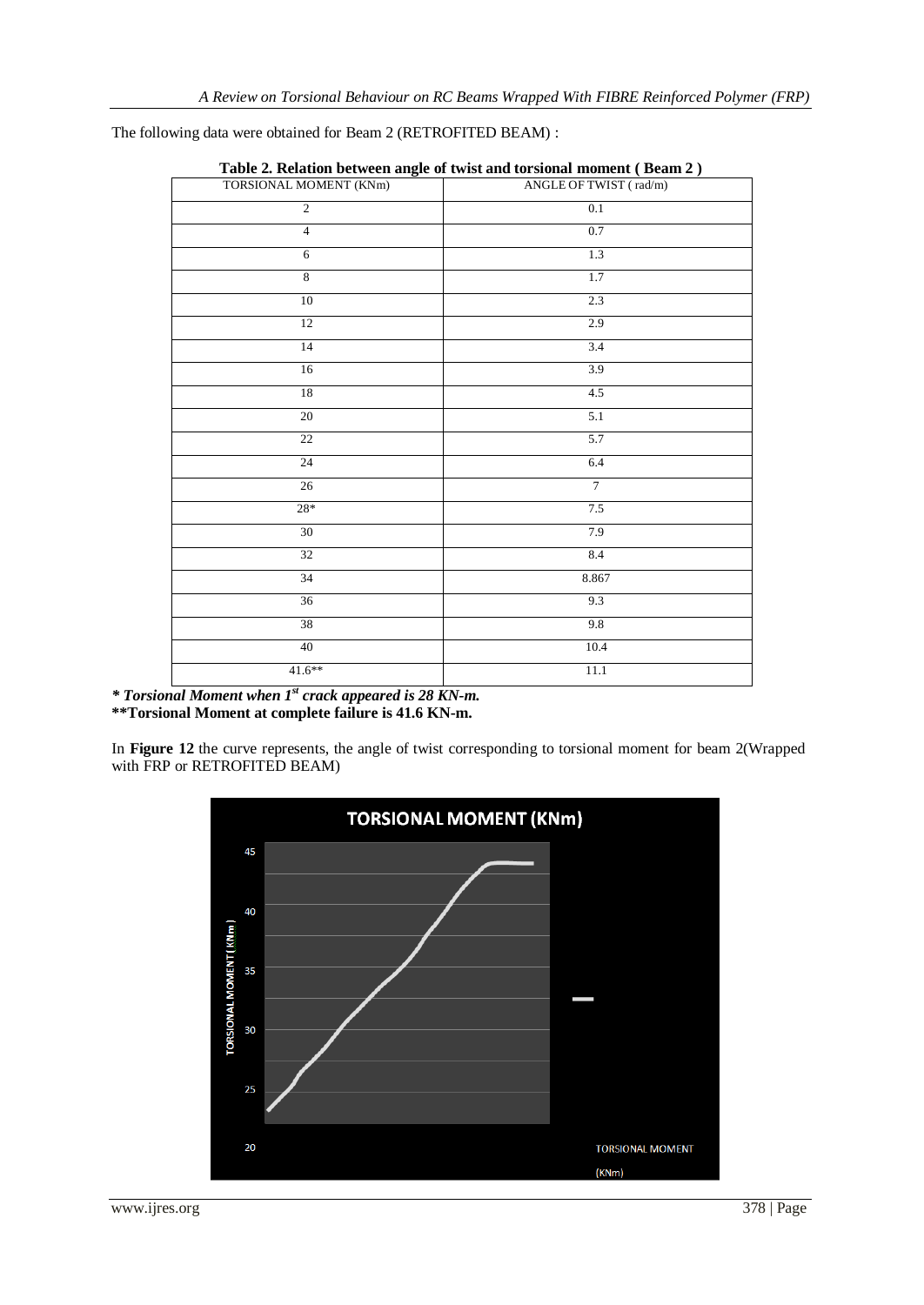The following data were obtained for Beam 2 (RETROFITED BEAM) :

**Table 2. Relation between angle of twist and torsional moment ( Beam 2 )**

| TORSIONAL MOMENT (KNm) | ANGLE OF TWIST ( rad/m) |
|---|---|
| 2 | 0.1 |
| 4 | 0.7 |
| 6 | 1.3 |
| 8 | 1.7 |
| 10 | 2.3 |
| 12 | 2.9 |
| 14 | 3.4 |
| 16 | 3.9 |
| 18 | 4.5 |
| 20 | 5.1 |
| 22 | 5.7 |
| 24 | 6.4 |
| 26 | 7 |
| 28* | 7.5 |
| 30 | 7.9 |
| 32 | 8.4 |
| 34 | 8.867 |
| 36 | 9.3 |
| 38 | 9.8 |
| 40 | 10.4 |
| 41.6** | 11.1 |

***\* Torsional Moment when 1st crack appeared is 28 KN-m.***
**\*\*Torsional Moment at complete failure is 41.6 KN-m.**

In **Figure 12** the curve represents, the angle of twist corresponding to torsional moment for beam 2(Wrapped with FRP or RETROFITED BEAM)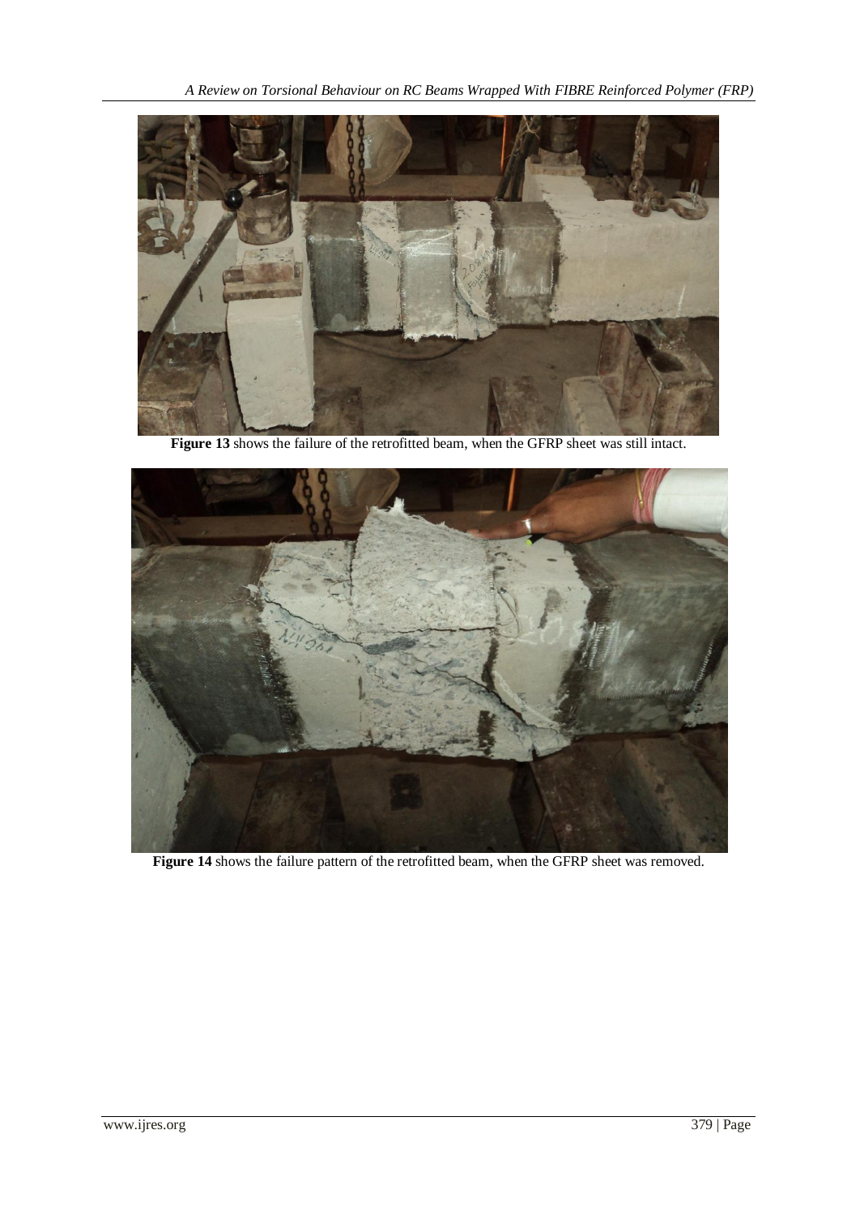**Figure 13** shows the failure of the retrofitted beam, when the GFRP sheet was still intact.

**Figure 14** shows the failure pattern of the retrofitted beam, when the GFRP sheet was removed.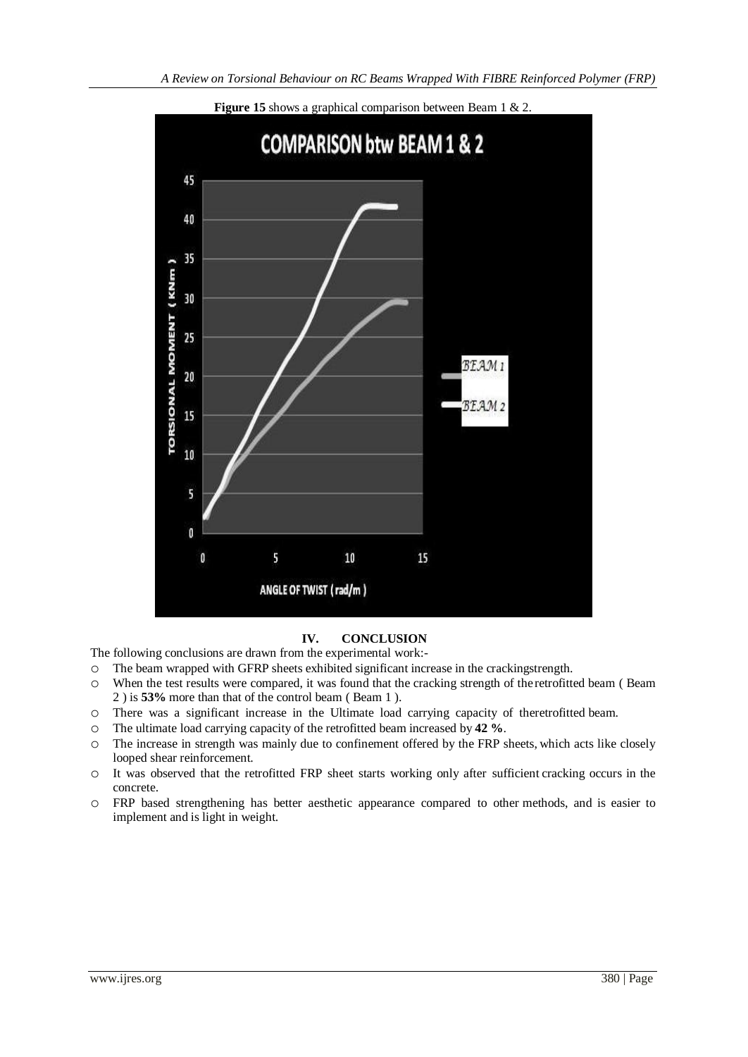**Figure 15** shows a graphical comparison between Beam 1 & 2.

## IV. CONCLUSION

The following conclusions are drawn from the experimental work:-

- The beam wrapped with GFRP sheets exhibited significant increase in the crackingstrength.
- When the test results were compared, it was found that the cracking strength of theretrofitted beam ( Beam 2 ) is **53%** more than that of the control beam ( Beam 1 ).
- There was a significant increase in the Ultimate load carrying capacity of theretrofitted beam.
- The ultimate load carrying capacity of the retrofitted beam increased by **42 %**.
- The increase in strength was mainly due to confinement offered by the FRP sheets, which acts like closely looped shear reinforcement.
- It was observed that the retrofitted FRP sheet starts working only after sufficient cracking occurs in the concrete.
- FRP based strengthening has better aesthetic appearance compared to other methods, and is easier to implement and is light in weight.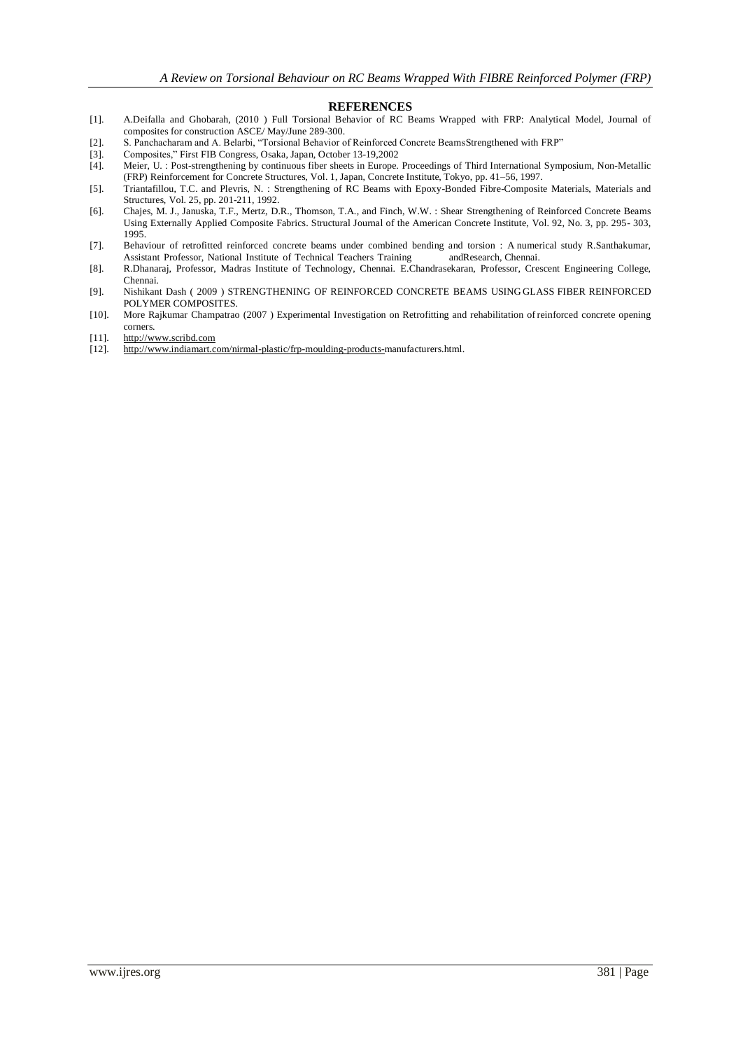## REFERENCES

[1]. A.Deifalla and Ghobarah, (2010 ) Full Torsional Behavior of RC Beams Wrapped with FRP: Analytical Model, Journal of composites for construction ASCE/ May/June 289-300.

[2]. S. Panchacharam and A. Belarbi, "Torsional Behavior of Reinforced Concrete BeamsStrengthened with FRP"

[3]. Composites," First FIB Congress, Osaka, Japan, October 13-19,2002

[4]. Meier, U. : Post-strengthening by continuous fiber sheets in Europe. Proceedings of Third International Symposium, Non-Metallic (FRP) Reinforcement for Concrete Structures, Vol. 1, Japan, Concrete Institute, Tokyo, pp. 41–56, 1997.

[5]. Triantafillou, T.C. and Plevris, N. : Strengthening of RC Beams with Epoxy-Bonded Fibre-Composite Materials, Materials and Structures, Vol. 25, pp. 201-211, 1992.

[6]. Chajes, M. J., Januska, T.F., Mertz, D.R., Thomson, T.A., and Finch, W.W. : Shear Strengthening of Reinforced Concrete Beams Using Externally Applied Composite Fabrics. Structural Journal of the American Concrete Institute, Vol. 92, No. 3, pp. 295- 303, 1995.

[7]. Behaviour of retrofitted reinforced concrete beams under combined bending and torsion : A numerical study R.Santhakumar, Assistant Professor, National Institute of Technical Teachers Training andResearch, Chennai.

[8]. R.Dhanaraj, Professor, Madras Institute of Technology, Chennai. E.Chandrasekaran, Professor, Crescent Engineering College, Chennai.

[9]. Nishikant Dash ( 2009 ) STRENGTHENING OF REINFORCED CONCRETE BEAMS USING GLASS FIBER REINFORCED POLYMER COMPOSITES.

[10]. More Rajkumar Champatrao (2007 ) Experimental Investigation on Retrofitting and rehabilitation of reinforced concrete opening corners.

[11]. http://www.scribd.com

[12]. http://www.indiamart.com/nirmal-plastic/frp-moulding-products-manufacturers.html.